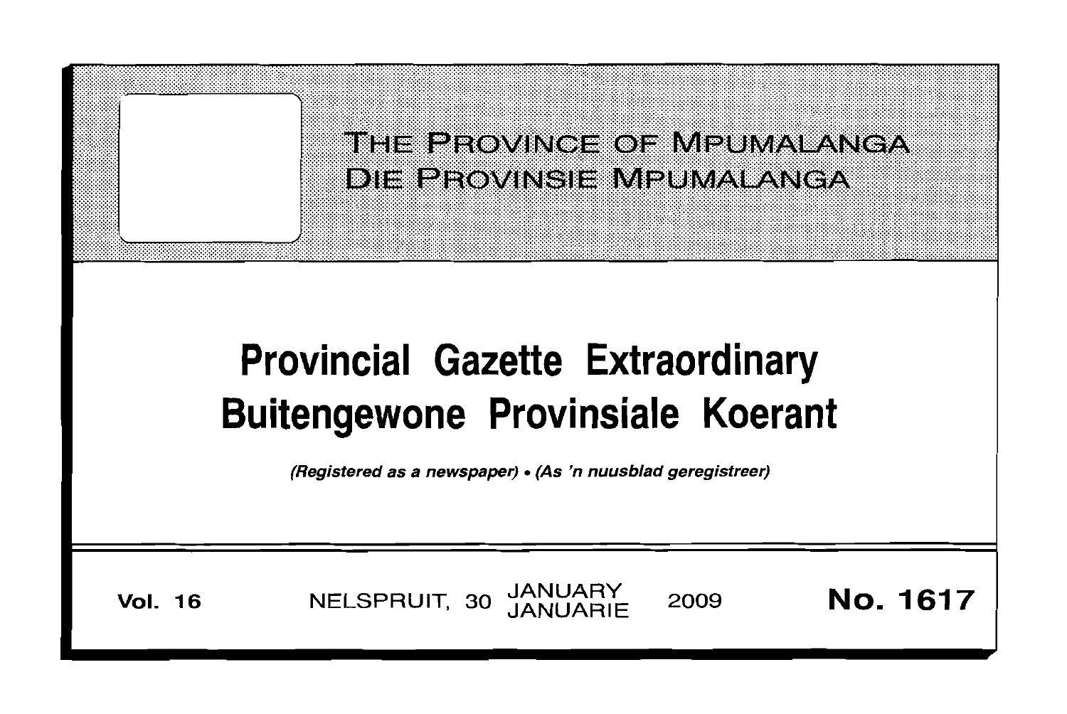THE PROVINCE OF MPUMALANGA
DIE PROVINSIE MPUMALANGA

# Provincial Gazette Extraordinary
# Buitengewone Provinsiale Koerant

*(Registered as a newspaper) • (As 'n nuusblad geregistreer)*

**Vol. 16** NELSPRUIT, 30 JANUARY JANUARIE 2009 **No. 1617**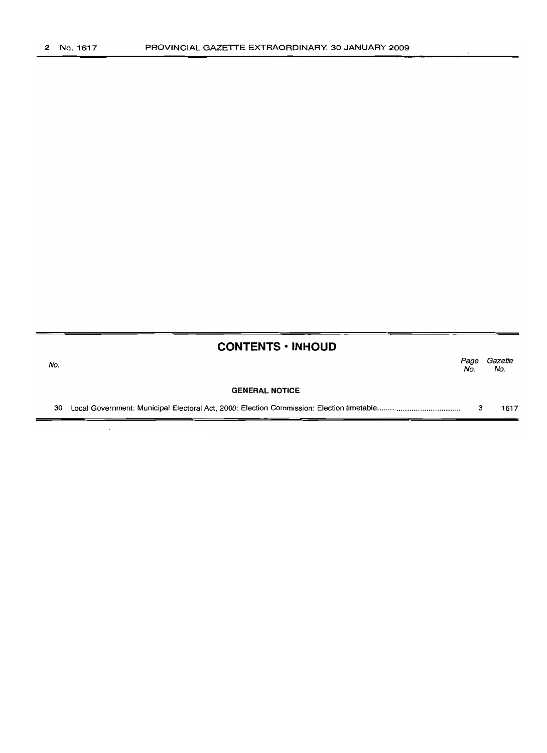## CONTENTS • INHOUD

| No. | | Page No. | Gazette No. |
|---|---|---|---|
| | **GENERAL NOTICE** | | |
| 30 | Local Government: Municipal Electoral Act, 2000: Election Commission: Election timetable | 3 | 1617 |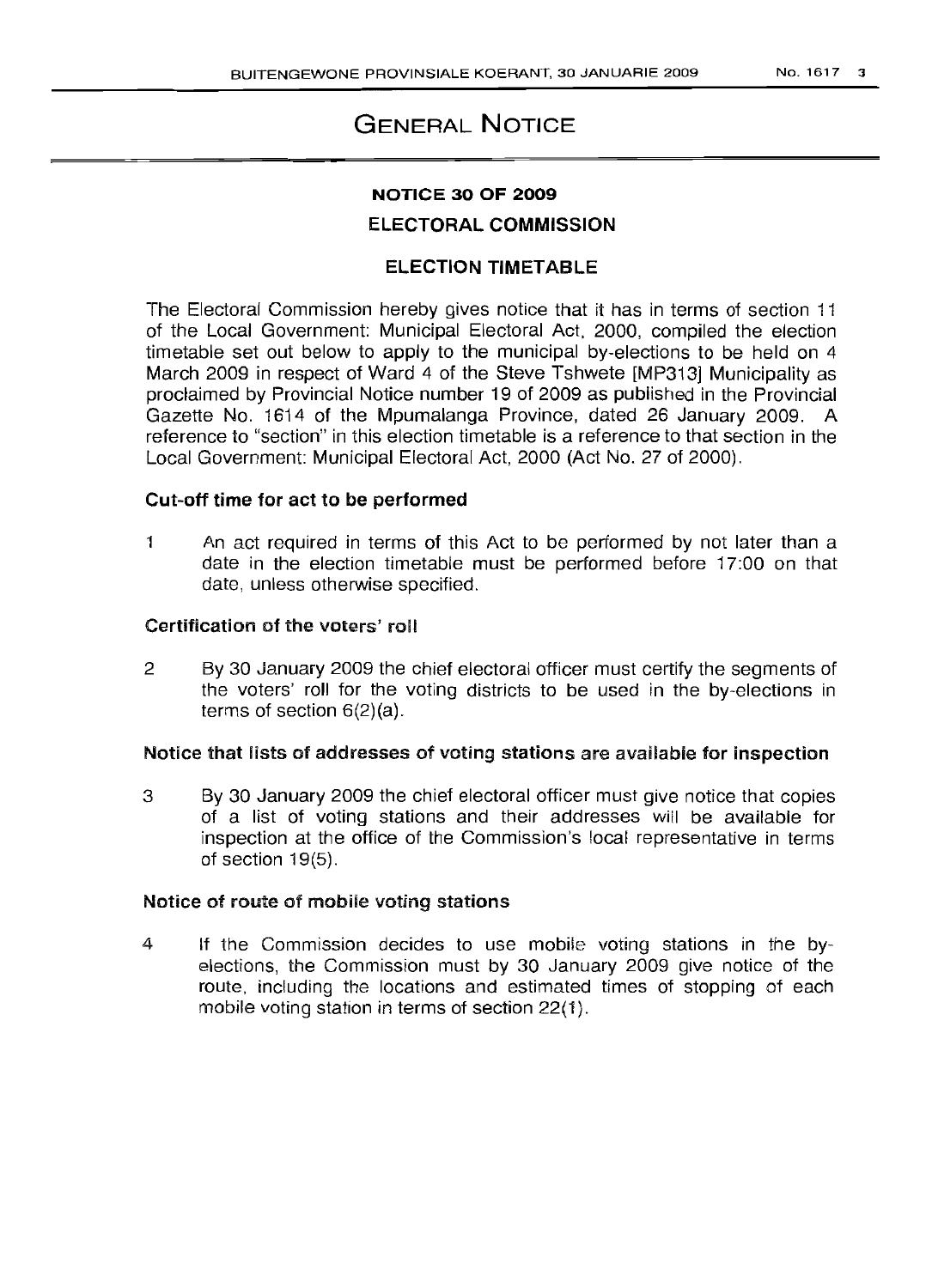# General Notice

## NOTICE 30 OF 2009

## ELECTORAL COMMISSION

### ELECTION TIMETABLE

The Electoral Commission hereby gives notice that it has in terms of section 11 of the Local Government: Municipal Electoral Act, 2000, compiled the election timetable set out below to apply to the municipal by-elections to be held on 4 March 2009 in respect of Ward 4 of the Steve Tshwete [MP313] Municipality as proclaimed by Provincial Notice number 19 of 2009 as published in the Provincial Gazette No. 1614 of the Mpumalanga Province, dated 26 January 2009. A reference to "section" in this election timetable is a reference to that section in the Local Government: Municipal Electoral Act, 2000 (Act No. 27 of 2000).

**Cut-off time for act to be performed**

1 An act required in terms of this Act to be performed by not later than a date in the election timetable must be performed before 17:00 on that date, unless otherwise specified.

**Certification of the voters' roll**

2 By 30 January 2009 the chief electoral officer must certify the segments of the voters' roll for the voting districts to be used in the by-elections in terms of section 6(2)(a).

**Notice that lists of addresses of voting stations are available for inspection**

3 By 30 January 2009 the chief electoral officer must give notice that copies of a list of voting stations and their addresses will be available for inspection at the office of the Commission's local representative in terms of section 19(5).

**Notice of route of mobile voting stations**

4 If the Commission decides to use mobile voting stations in the by-elections, the Commission must by 30 January 2009 give notice of the route, including the locations and estimated times of stopping of each mobile voting station in terms of section 22(1).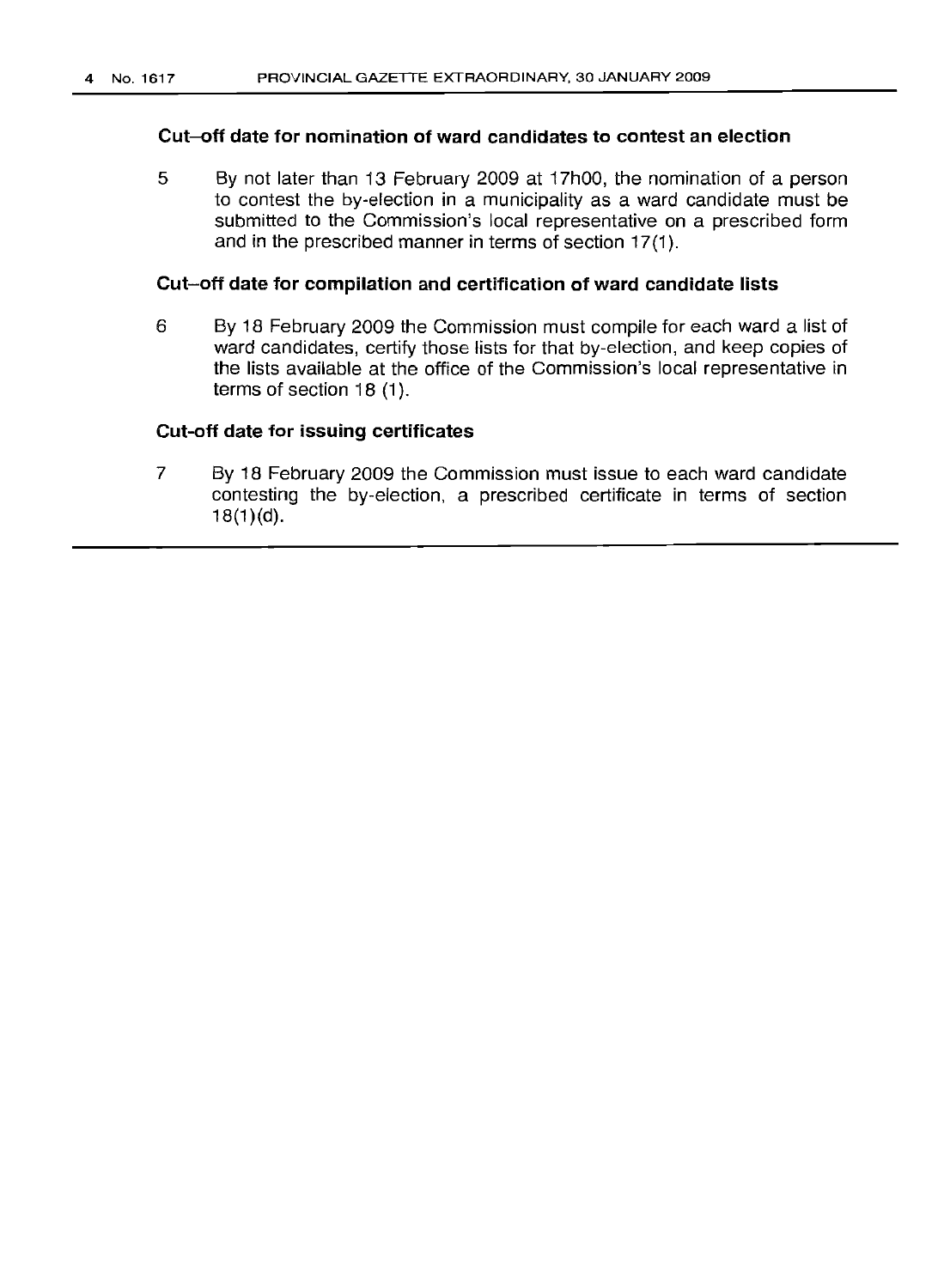### Cut–off date for nomination of ward candidates to contest an election

5 By not later than 13 February 2009 at 17h00, the nomination of a person to contest the by-election in a municipality as a ward candidate must be submitted to the Commission's local representative on a prescribed form and in the prescribed manner in terms of section 17(1).

### Cut–off date for compilation and certification of ward candidate lists

6 By 18 February 2009 the Commission must compile for each ward a list of ward candidates, certify those lists for that by-election, and keep copies of the lists available at the office of the Commission's local representative in terms of section 18 (1).

### Cut-off date for issuing certificates

7 By 18 February 2009 the Commission must issue to each ward candidate contesting the by-election, a prescribed certificate in terms of section 18(1)(d).